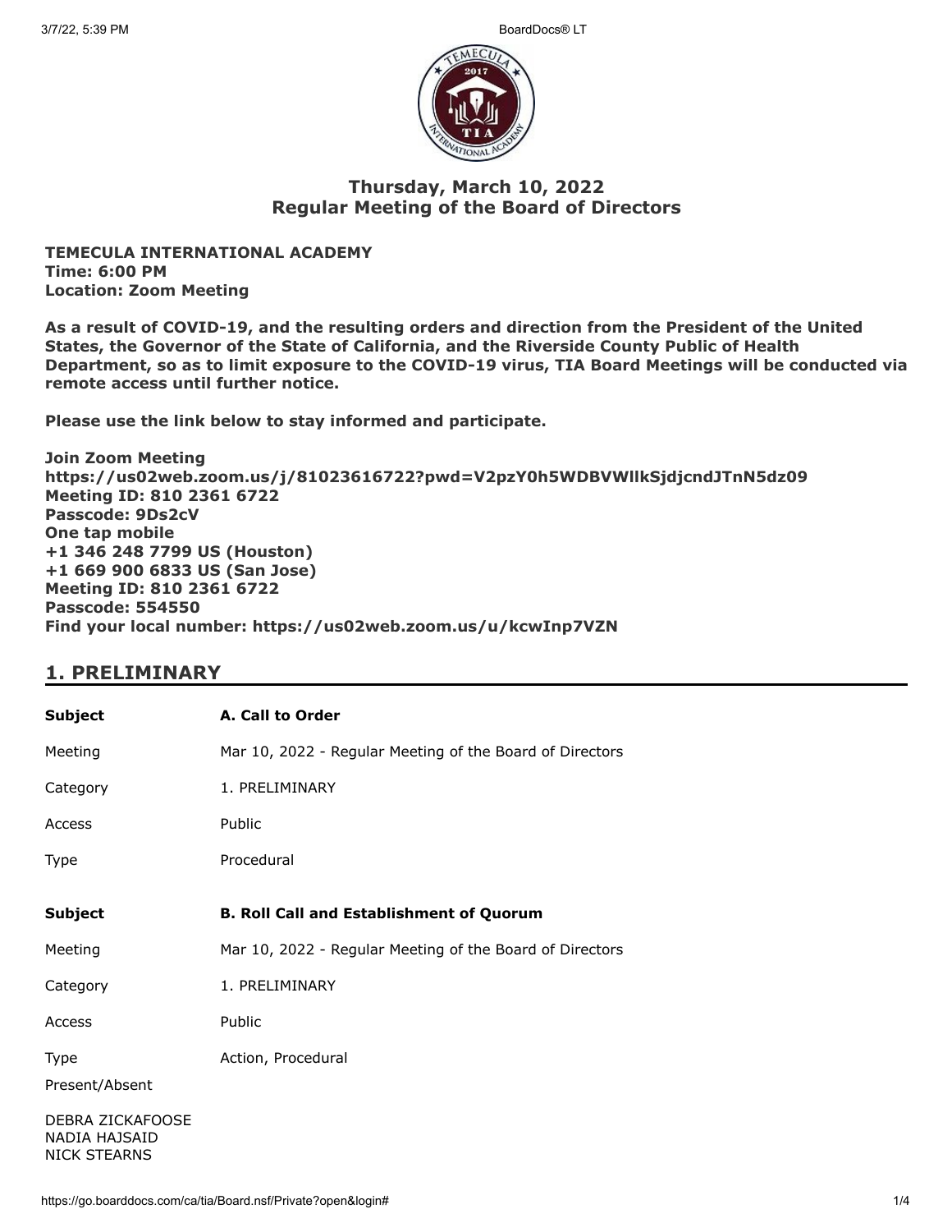## Thursday, March 10, 2022
## Regular Meeting of the Board of Directors

**TEMECULA INTERNATIONAL ACADEMY**
**Time: 6:00 PM**
**Location: Zoom Meeting**

**As a result of COVID-19, and the resulting orders and direction from the President of the United States, the Governor of the State of California, and the Riverside County Public of Health Department, so as to limit exposure to the COVID-19 virus, TIA Board Meetings will be conducted via remote access until further notice.**

**Please use the link below to stay informed and participate.**

**Join Zoom Meeting**
**https://us02web.zoom.us/j/81023616722?pwd=V2pzY0h5WDBVWllkSjdjcndJTnN5dz09**
**Meeting ID: 810 2361 6722**
**Passcode: 9Ds2cV**
**One tap mobile**
**+1 346 248 7799 US (Houston)**
**+1 669 900 6833 US (San Jose)**
**Meeting ID: 810 2361 6722**
**Passcode: 554550**
**Find your local number: https://us02web.zoom.us/u/kcwInp7VZN**

## 1. PRELIMINARY

| | |
|---|---|
| **Subject** | **A. Call to Order** |
| Meeting | Mar 10, 2022 - Regular Meeting of the Board of Directors |
| Category | 1. PRELIMINARY |
| Access | Public |
| Type | Procedural |

| | |
|---|---|
| **Subject** | **B. Roll Call and Establishment of Quorum** |
| Meeting | Mar 10, 2022 - Regular Meeting of the Board of Directors |
| Category | 1. PRELIMINARY |
| Access | Public |
| Type | Action, Procedural |

Present/Absent

DEBRA ZICKAFOOSE
NADIA HAJSAID
NICK STEARNS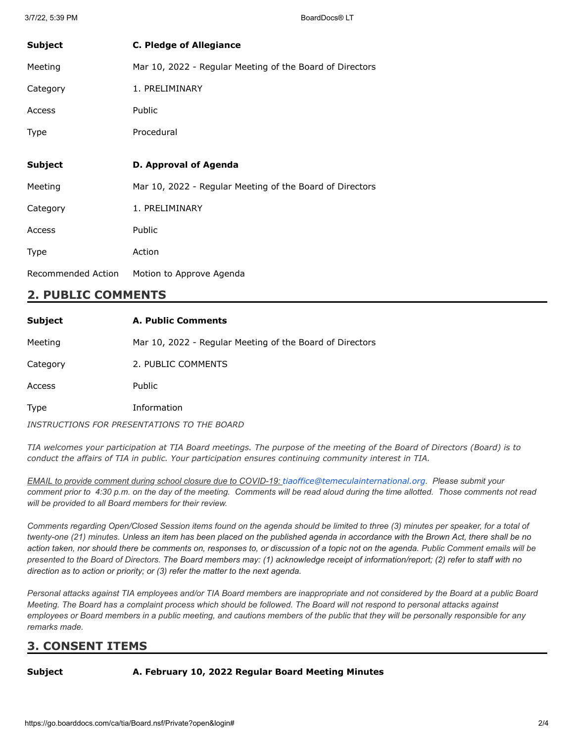| | |
|---|---|
| **Subject** | **C. Pledge of Allegiance** |
| Meeting | Mar 10, 2022 - Regular Meeting of the Board of Directors |
| Category | 1. PRELIMINARY |
| Access | Public |
| Type | Procedural |

| | |
|---|---|
| **Subject** | **D. Approval of Agenda** |
| Meeting | Mar 10, 2022 - Regular Meeting of the Board of Directors |
| Category | 1. PRELIMINARY |
| Access | Public |
| Type | Action |
| Recommended Action | Motion to Approve Agenda |

## 2. PUBLIC COMMENTS

| | |
|---|---|
| **Subject** | **A. Public Comments** |
| Meeting | Mar 10, 2022 - Regular Meeting of the Board of Directors |
| Category | 2. PUBLIC COMMENTS |
| Access | Public |
| Type | Information |

*INSTRUCTIONS FOR PRESENTATIONS TO THE BOARD*

*TIA welcomes your participation at TIA Board meetings. The purpose of the meeting of the Board of Directors (Board) is to conduct the affairs of TIA in public. Your participation ensures continuing community interest in TIA.*

*EMAIL to provide comment during school closure due to COVID-19: tiaoffice@temeculainternational.org. Please submit your comment prior to 4:30 p.m. on the day of the meeting. Comments will be read aloud during the time allotted. Those comments not read will be provided to all Board members for their review.*

*Comments regarding Open/Closed Session items found on the agenda should be limited to three (3) minutes per speaker, for a total of twenty-one (21) minutes. Unless an item has been placed on the published agenda in accordance with the Brown Act, there shall be no action taken, nor should there be comments on, responses to, or discussion of a topic not on the agenda. Public Comment emails will be presented to the Board of Directors. The Board members may: (1) acknowledge receipt of information/report; (2) refer to staff with no direction as to action or priority; or (3) refer the matter to the next agenda.*

*Personal attacks against TIA employees and/or TIA Board members are inappropriate and not considered by the Board at a public Board Meeting. The Board has a complaint process which should be followed. The Board will not respond to personal attacks against employees or Board members in a public meeting, and cautions members of the public that they will be personally responsible for any remarks made.*

## 3. CONSENT ITEMS

| | |
|---|---|
| **Subject** | **A. February 10, 2022 Regular Board Meeting Minutes** |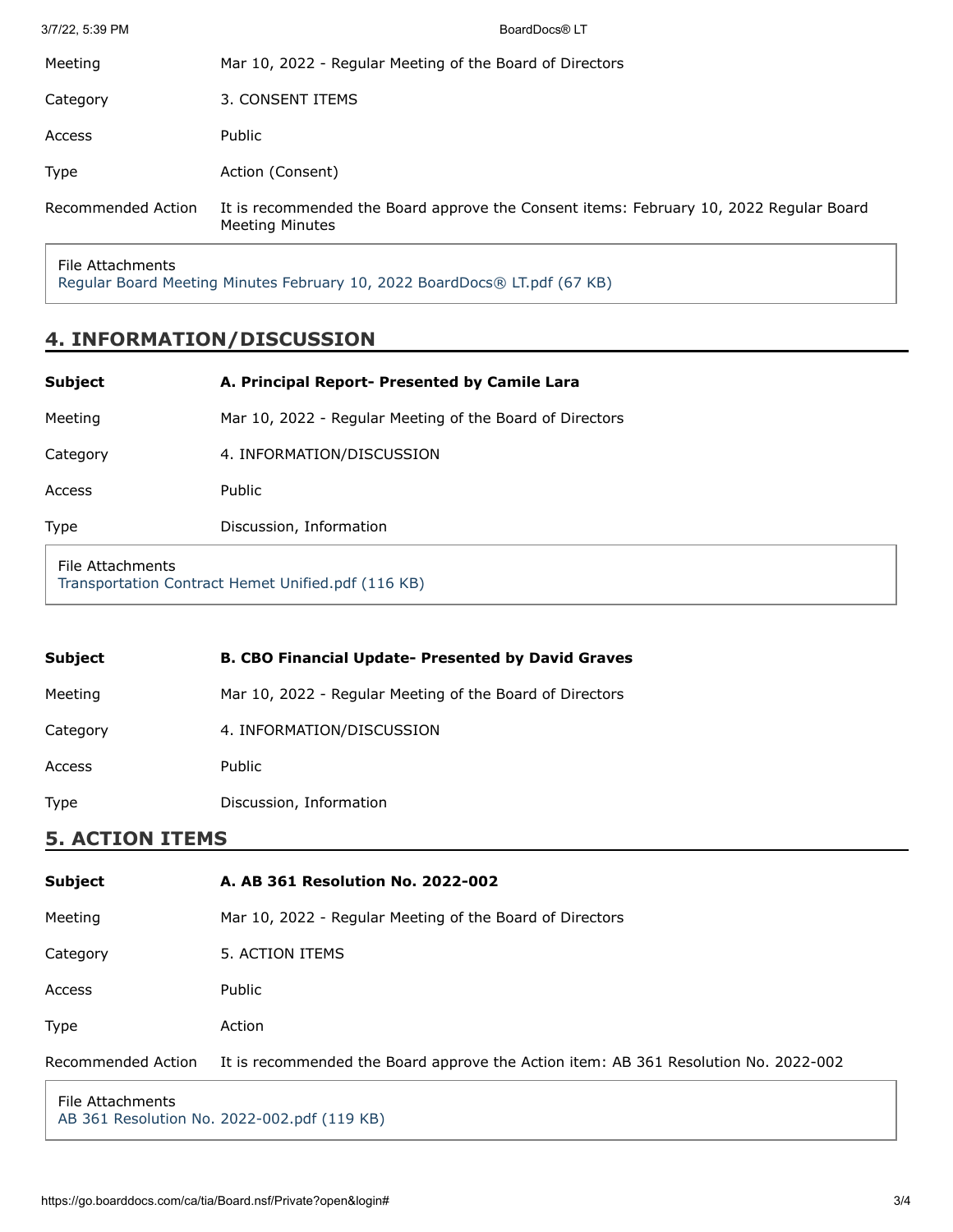| | |
|---|---|
| Meeting | Mar 10, 2022 - Regular Meeting of the Board of Directors |
| Category | 3. CONSENT ITEMS |
| Access | Public |
| Type | Action (Consent) |
| Recommended Action | It is recommended the Board approve the Consent items: February 10, 2022 Regular Board Meeting Minutes |

File Attachments
Regular Board Meeting Minutes February 10, 2022 BoardDocs® LT.pdf (67 KB)

## 4. INFORMATION/DISCUSSION

| | |
|---|---|
| **Subject** | **A. Principal Report- Presented by Camile Lara** |
| Meeting | Mar 10, 2022 - Regular Meeting of the Board of Directors |
| Category | 4. INFORMATION/DISCUSSION |
| Access | Public |
| Type | Discussion, Information |

File Attachments
Transportation Contract Hemet Unified.pdf (116 KB)

| | |
|---|---|
| **Subject** | **B. CBO Financial Update- Presented by David Graves** |
| Meeting | Mar 10, 2022 - Regular Meeting of the Board of Directors |
| Category | 4. INFORMATION/DISCUSSION |
| Access | Public |
| Type | Discussion, Information |

## 5. ACTION ITEMS

| | |
|---|---|
| **Subject** | **A. AB 361 Resolution No. 2022-002** |
| Meeting | Mar 10, 2022 - Regular Meeting of the Board of Directors |
| Category | 5. ACTION ITEMS |
| Access | Public |
| Type | Action |
| Recommended Action | It is recommended the Board approve the Action item: AB 361 Resolution No. 2022-002 |

File Attachments
AB 361 Resolution No. 2022-002.pdf (119 KB)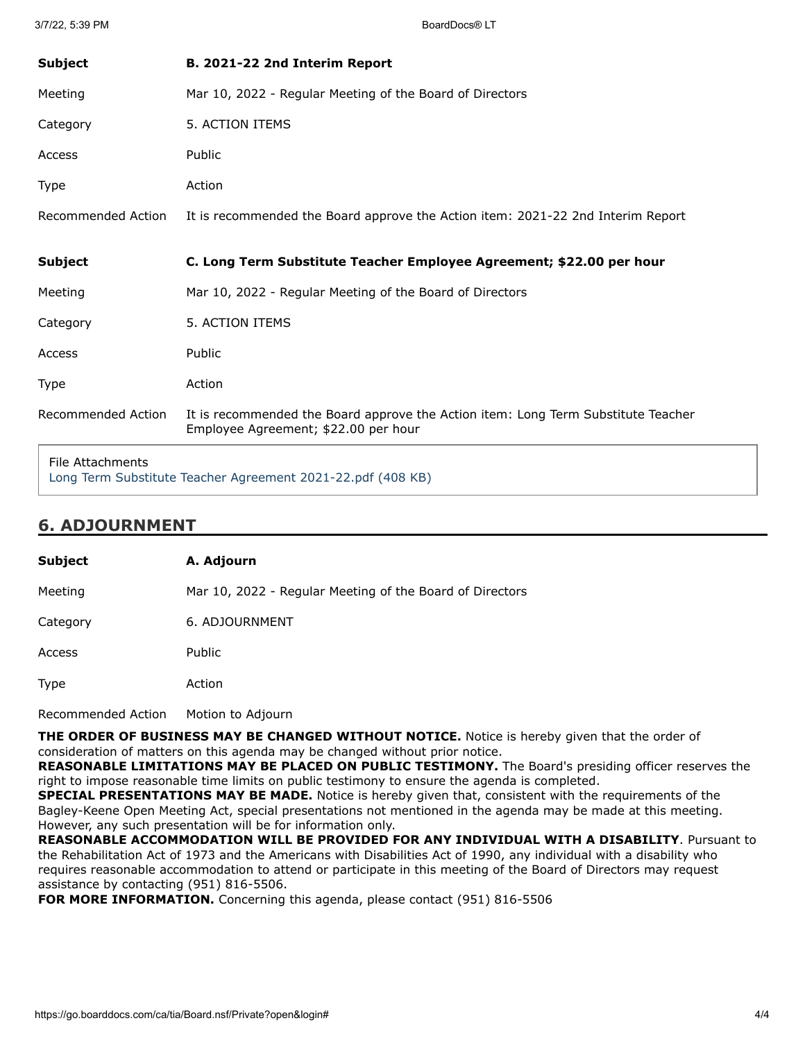| | |
|---|---|
| **Subject** | **B. 2021-22 2nd Interim Report** |
| Meeting | Mar 10, 2022 - Regular Meeting of the Board of Directors |
| Category | 5. ACTION ITEMS |
| Access | Public |
| Type | Action |
| Recommended Action | It is recommended the Board approve the Action item: 2021-22 2nd Interim Report |

| | |
|---|---|
| **Subject** | **C. Long Term Substitute Teacher Employee Agreement; $22.00 per hour** |
| Meeting | Mar 10, 2022 - Regular Meeting of the Board of Directors |
| Category | 5. ACTION ITEMS |
| Access | Public |
| Type | Action |
| Recommended Action | It is recommended the Board approve the Action item: Long Term Substitute Teacher Employee Agreement; $22.00 per hour |

File Attachments
Long Term Substitute Teacher Agreement 2021-22.pdf (408 KB)

## 6. ADJOURNMENT

| | |
|---|---|
| **Subject** | **A. Adjourn** |
| Meeting | Mar 10, 2022 - Regular Meeting of the Board of Directors |
| Category | 6. ADJOURNMENT |
| Access | Public |
| Type | Action |
| Recommended Action | Motion to Adjourn |

**THE ORDER OF BUSINESS MAY BE CHANGED WITHOUT NOTICE.** Notice is hereby given that the order of consideration of matters on this agenda may be changed without prior notice.
**REASONABLE LIMITATIONS MAY BE PLACED ON PUBLIC TESTIMONY.** The Board's presiding officer reserves the right to impose reasonable time limits on public testimony to ensure the agenda is completed.
**SPECIAL PRESENTATIONS MAY BE MADE.** Notice is hereby given that, consistent with the requirements of the Bagley-Keene Open Meeting Act, special presentations not mentioned in the agenda may be made at this meeting. However, any such presentation will be for information only.
**REASONABLE ACCOMMODATION WILL BE PROVIDED FOR ANY INDIVIDUAL WITH A DISABILITY**. Pursuant to the Rehabilitation Act of 1973 and the Americans with Disabilities Act of 1990, any individual with a disability who requires reasonable accommodation to attend or participate in this meeting of the Board of Directors may request assistance by contacting (951) 816-5506.
**FOR MORE INFORMATION.** Concerning this agenda, please contact (951) 816-5506